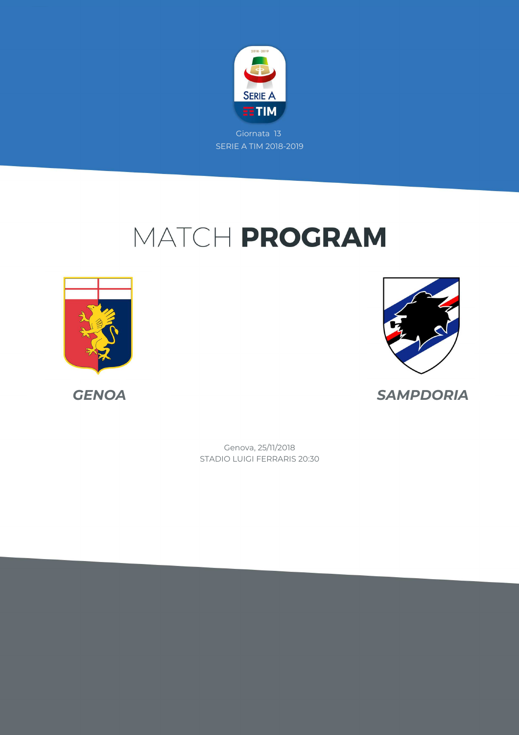Giornata 13

SERIE A TIM 2018-2019

# MATCH **PROGRAM**

**GENOA**

**SAMPDORIA**

Genova, 25/11/2018

STADIO LUIGI FERRARIS 20:30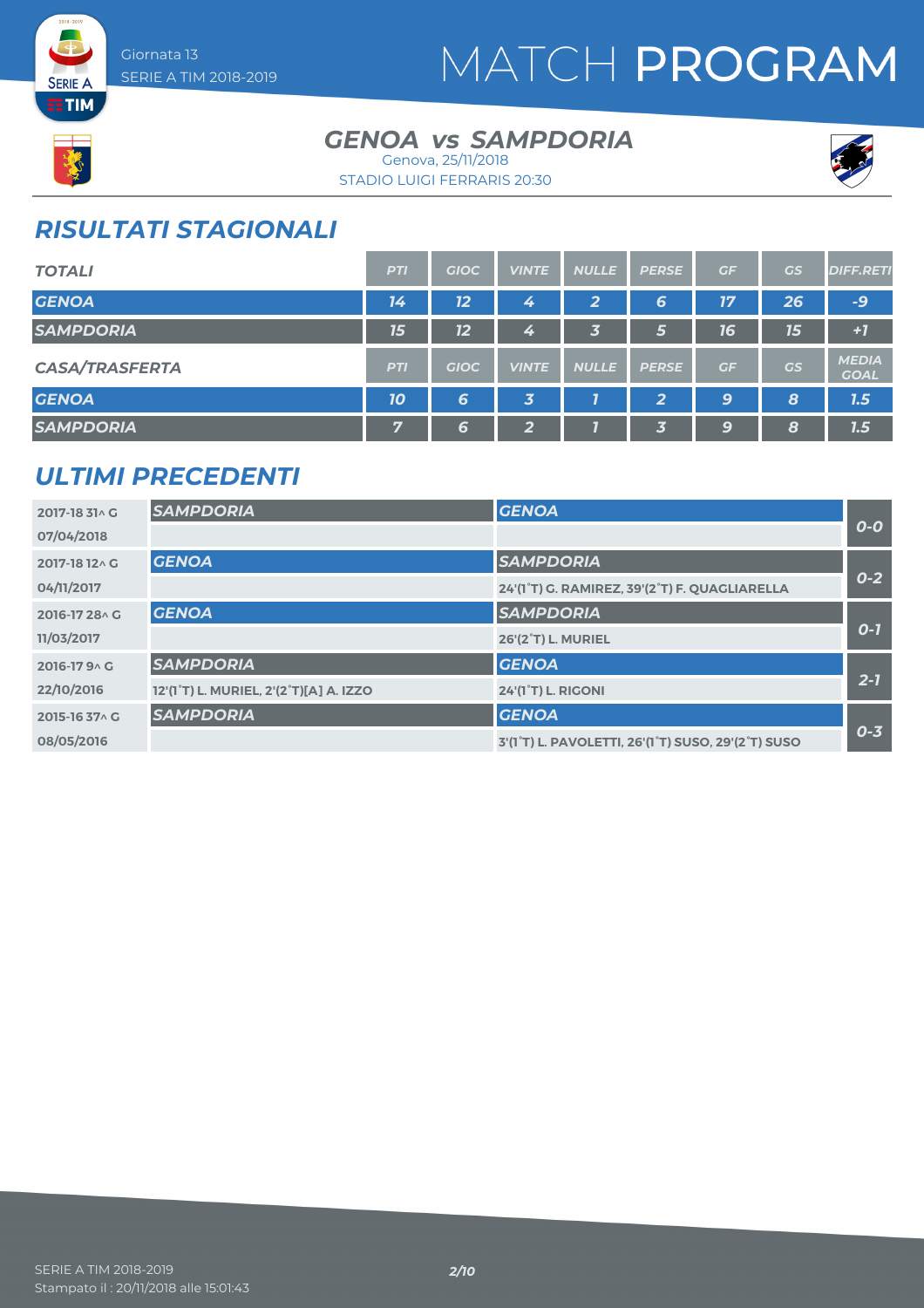Giornata 13
SERIE A TIM 2018-2019

# MATCH PROGRAM

## GENOA vs SAMPDORIA

Genova, 25/11/2018
STADIO LUIGI FERRARIS 20:30

## RISULTATI STAGIONALI

| TOTALI | PTI | GIOC | VINTE | NULLE | PERSE | GF | GS | DIFF.RETI |
|---|---|---|---|---|---|---|---|---|
| GENOA | 14 | 12 | 4 | 2 | 6 | 17 | 26 | -9 |
| SAMPDORIA | 15 | 12 | 4 | 3 | 5 | 16 | 15 | +1 |

| CASA/TRASFERTA | PTI | GIOC | VINTE | NULLE | PERSE | GF | GS | MEDIA GOAL |
|---|---|---|---|---|---|---|---|---|
| GENOA | 10 | 6 | 3 | 1 | 2 | 9 | 8 | 1.5 |
| SAMPDORIA | 7 | 6 | 2 | 1 | 3 | 9 | 8 | 1.5 |

## ULTIMI PRECEDENTI

| Stagione / Data | Casa | Trasferta | Risultato |
|---|---|---|---|
| 2017-18 31^ G 07/04/2018 | SAMPDORIA | GENOA | 0-0 |
| 2017-18 12^ G 04/11/2017 | GENOA | SAMPDORIA<br>24'(1°T) G. RAMIREZ, 39'(2°T) F. QUAGLIARELLA | 0-2 |
| 2016-17 28^ G 11/03/2017 | GENOA | SAMPDORIA<br>26'(2°T) L. MURIEL | 0-1 |
| 2016-17 9^ G 22/10/2016 | SAMPDORIA<br>12'(1°T) L. MURIEL, 2'(2°T)[A] A. IZZO | GENOA<br>24'(1°T) L. RIGONI | 2-1 |
| 2015-16 37^ G 08/05/2016 | SAMPDORIA | GENOA<br>3'(1°T) L. PAVOLETTI, 26'(1°T) SUSO, 29'(2°T) SUSO | 0-3 |

SERIE A TIM 2018-2019
Stampato il : 20/11/2018 alle 15:01:43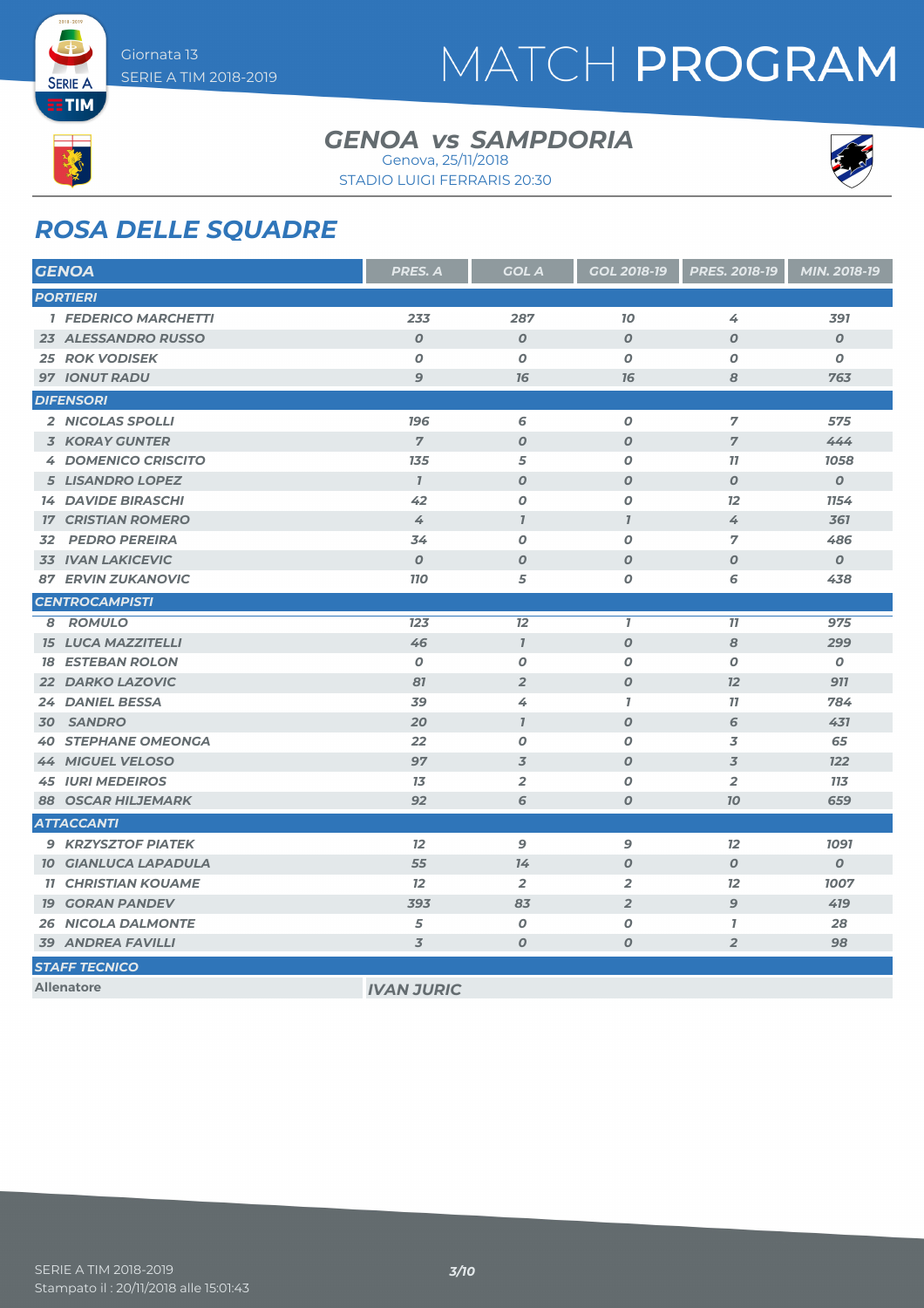# MATCH PROGRAM

Giornata 13
SERIE A TIM 2018-2019

## GENOA vs SAMPDORIA

Genova, 25/11/2018
STADIO LUIGI FERRARIS 20:30

## ROSA DELLE SQUADRE

| GENOA | PRES. A | GOL A | GOL 2018-19 | PRES. 2018-19 | MIN. 2018-19 |
|---|---|---|---|---|---|
| **PORTIERI** | | | | | |
| 1 FEDERICO MARCHETTI | 233 | 287 | 10 | 4 | 391 |
| 23 ALESSANDRO RUSSO | 0 | 0 | 0 | 0 | 0 |
| 25 ROK VODISEK | 0 | 0 | 0 | 0 | 0 |
| 97 IONUT RADU | 9 | 16 | 16 | 8 | 763 |
| **DIFENSORI** | | | | | |
| 2 NICOLAS SPOLLI | 196 | 6 | 0 | 7 | 575 |
| 3 KORAY GUNTER | 7 | 0 | 0 | 7 | 444 |
| 4 DOMENICO CRISCITO | 135 | 5 | 0 | 11 | 1058 |
| 5 LISANDRO LOPEZ | 1 | 0 | 0 | 0 | 0 |
| 14 DAVIDE BIRASCHI | 42 | 0 | 0 | 12 | 1154 |
| 17 CRISTIAN ROMERO | 4 | 1 | 1 | 4 | 361 |
| 32 PEDRO PEREIRA | 34 | 0 | 0 | 7 | 486 |
| 33 IVAN LAKICEVIC | 0 | 0 | 0 | 0 | 0 |
| 87 ERVIN ZUKANOVIC | 110 | 5 | 0 | 6 | 438 |
| **CENTROCAMPISTI** | | | | | |
| 8 ROMULO | 123 | 12 | 1 | 11 | 975 |
| 15 LUCA MAZZITELLI | 46 | 1 | 0 | 8 | 299 |
| 18 ESTEBAN ROLON | 0 | 0 | 0 | 0 | 0 |
| 22 DARKO LAZOVIC | 81 | 2 | 0 | 12 | 911 |
| 24 DANIEL BESSA | 39 | 4 | 1 | 11 | 784 |
| 30 SANDRO | 20 | 1 | 0 | 6 | 431 |
| 40 STEPHANE OMEONGA | 22 | 0 | 0 | 3 | 65 |
| 44 MIGUEL VELOSO | 97 | 3 | 0 | 3 | 122 |
| 45 IURI MEDEIROS | 13 | 2 | 0 | 2 | 113 |
| 88 OSCAR HILJEMARK | 92 | 6 | 0 | 10 | 659 |
| **ATTACCANTI** | | | | | |
| 9 KRZYSZTOF PIATEK | 12 | 9 | 9 | 12 | 1091 |
| 10 GIANLUCA LAPADULA | 55 | 14 | 0 | 0 | 0 |
| 11 CHRISTIAN KOUAME | 12 | 2 | 2 | 12 | 1007 |
| 19 GORAN PANDEV | 393 | 83 | 2 | 9 | 419 |
| 26 NICOLA DALMONTE | 5 | 0 | 0 | 1 | 28 |
| 39 ANDREA FAVILLI | 3 | 0 | 0 | 2 | 98 |
| **STAFF TECNICO** | | | | | |
| Allenatore | IVAN JURIC | | | | |

SERIE A TIM 2018-2019
Stampato il : 20/11/2018 alle 15:01:43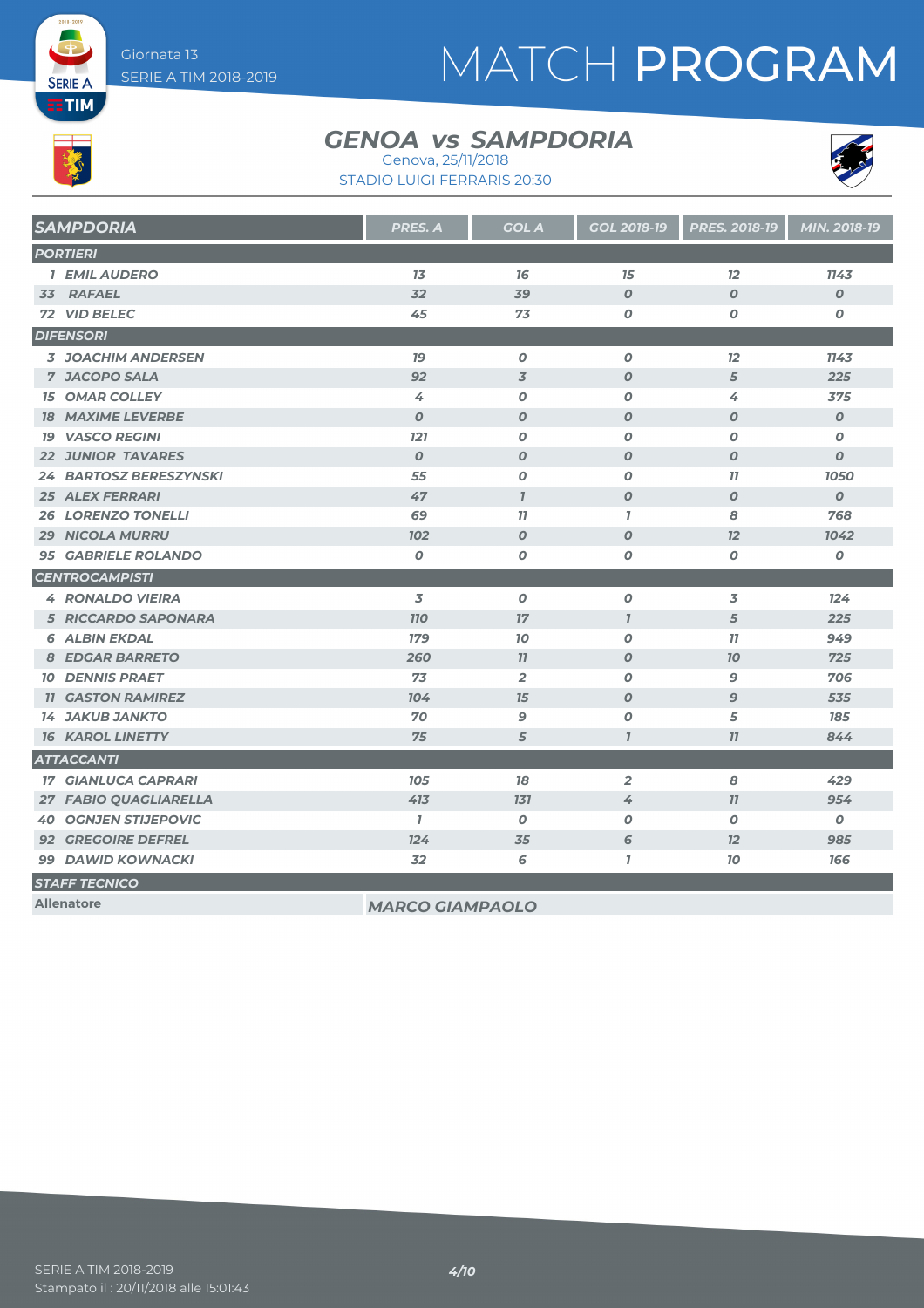# MATCH PROGRAM

Giornata 13
SERIE A TIM 2018-2019

## GENOA vs SAMPDORIA

Genova, 25/11/2018
STADIO LUIGI FERRARIS 20:30

| SAMPDORIA | PRES. A | GOL A | GOL 2018-19 | PRES. 2018-19 | MIN. 2018-19 |
|---|---|---|---|---|---|
| **PORTIERI** | | | | | |
| 1 EMIL AUDERO | 13 | 16 | 15 | 12 | 1143 |
| 33 RAFAEL | 32 | 39 | 0 | 0 | 0 |
| 72 VID BELEC | 45 | 73 | 0 | 0 | 0 |
| **DIFENSORI** | | | | | |
| 3 JOACHIM ANDERSEN | 19 | 0 | 0 | 12 | 1143 |
| 7 JACOPO SALA | 92 | 3 | 0 | 5 | 225 |
| 15 OMAR COLLEY | 4 | 0 | 0 | 4 | 375 |
| 18 MAXIME LEVERBE | 0 | 0 | 0 | 0 | 0 |
| 19 VASCO REGINI | 121 | 0 | 0 | 0 | 0 |
| 22 JUNIOR TAVARES | 0 | 0 | 0 | 0 | 0 |
| 24 BARTOSZ BERESZYNSKI | 55 | 0 | 0 | 11 | 1050 |
| 25 ALEX FERRARI | 47 | 1 | 0 | 0 | 0 |
| 26 LORENZO TONELLI | 69 | 11 | 1 | 8 | 768 |
| 29 NICOLA MURRU | 102 | 0 | 0 | 12 | 1042 |
| 95 GABRIELE ROLANDO | 0 | 0 | 0 | 0 | 0 |
| **CENTROCAMPISTI** | | | | | |
| 4 RONALDO VIEIRA | 3 | 0 | 0 | 3 | 124 |
| 5 RICCARDO SAPONARA | 110 | 17 | 1 | 5 | 225 |
| 6 ALBIN EKDAL | 179 | 10 | 0 | 11 | 949 |
| 8 EDGAR BARRETO | 260 | 11 | 0 | 10 | 725 |
| 10 DENNIS PRAET | 73 | 2 | 0 | 9 | 706 |
| 11 GASTON RAMIREZ | 104 | 15 | 0 | 9 | 535 |
| 14 JAKUB JANKTO | 70 | 9 | 0 | 5 | 185 |
| 16 KAROL LINETTY | 75 | 5 | 1 | 11 | 844 |
| **ATTACCANTI** | | | | | |
| 17 GIANLUCA CAPRARI | 105 | 18 | 2 | 8 | 429 |
| 27 FABIO QUAGLIARELLA | 413 | 131 | 4 | 11 | 954 |
| 40 OGNJEN STIJEPOVIC | 1 | 0 | 0 | 0 | 0 |
| 92 GREGOIRE DEFREL | 124 | 35 | 6 | 12 | 985 |
| 99 DAWID KOWNACKI | 32 | 6 | 1 | 10 | 166 |
| **STAFF TECNICO** | | | | | |
| Allenatore | MARCO GIAMPAOLO | | | | |

SERIE A TIM 2018-2019
Stampato il : 20/11/2018 alle 15:01:43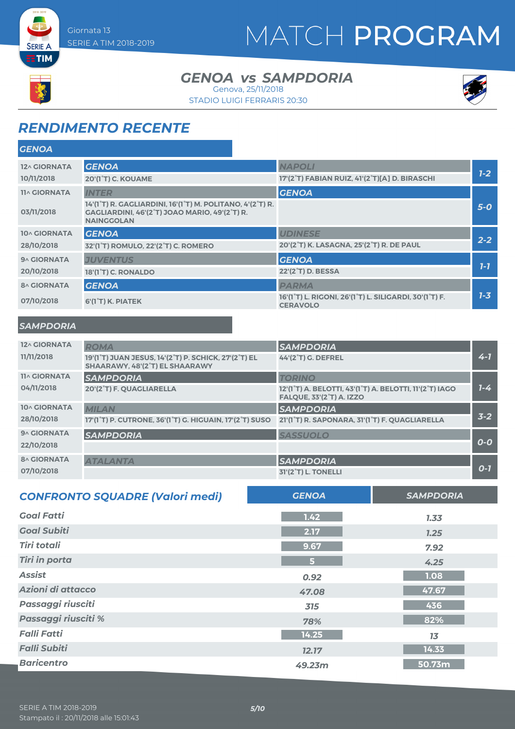# MATCH PROGRAM

Giornata 13
SERIE A TIM 2018-2019

## GENOA vs SAMPDORIA

Genova, 25/11/2018
STADIO LUIGI FERRARIS 20:30

## RENDIMENTO RECENTE

### GENOA

| Giornata | Casa | Trasferta | Risultato |
|---|---|---|---|
| 12^ GIORNATA 10/11/2018 | **GENOA** 20'(1°T) C. KOUAME | **NAPOLI** 17'(2°T) FABIAN RUIZ, 41'(2°T)[A] D. BIRASCHI | 1-2 |
| 11^ GIORNATA 03/11/2018 | **INTER** 14'(1°T) R. GAGLIARDINI, 16'(1°T) M. POLITANO, 4'(2°T) R. GAGLIARDINI, 46'(2°T) JOAO MARIO, 49'(2°T) R. NAINGGOLAN | **GENOA** | 5-0 |
| 10^ GIORNATA 28/10/2018 | **GENOA** 32'(1°T) ROMULO, 22'(2°T) C. ROMERO | **UDINESE** 20'(2°T) K. LASAGNA, 25'(2°T) R. DE PAUL | 2-2 |
| 9^ GIORNATA 20/10/2018 | **JUVENTUS** 18'(1°T) C. RONALDO | **GENOA** 22'(2°T) D. BESSA | 1-1 |
| 8^ GIORNATA 07/10/2018 | **GENOA** 6'(1°T) K. PIATEK | **PARMA** 16'(1°T) L. RIGONI, 26'(1°T) L. SILIGARDI, 30'(1°T) F. CERAVOLO | 1-3 |

### SAMPDORIA

| Giornata | Casa | Trasferta | Risultato |
|---|---|---|---|
| 12^ GIORNATA 11/11/2018 | **ROMA** 19'(1°T) JUAN JESUS, 14'(2°T) P. SCHICK, 27'(2°T) EL SHAARAWY, 48'(2°T) EL SHAARAWY | **SAMPDORIA** 44'(2°T) G. DEFREL | 4-1 |
| 11^ GIORNATA 04/11/2018 | **SAMPDORIA** 20'(2°T) F. QUAGLIARELLA | **TORINO** 12'(1°T) A. BELOTTI, 43'(1°T) A. BELOTTI, 11'(2°T) IAGO FALQUE, 33'(2°T) A. IZZO | 1-4 |
| 10^ GIORNATA 28/10/2018 | **MILAN** 17'(1°T) P. CUTRONE, 36'(1°T) G. HIGUAIN, 17'(2°T) SUSO | **SAMPDORIA** 21'(1°T) R. SAPONARA, 31'(1°T) F. QUAGLIARELLA | 3-2 |
| 9^ GIORNATA 22/10/2018 | **SAMPDORIA** | **SASSUOLO** | 0-0 |
| 8^ GIORNATA 07/10/2018 | **ATALANTA** | **SAMPDORIA** 31'(2°T) L. TONELLI | 0-1 |

## CONFRONTO SQUADRE (Valori medi)

| | GENOA | SAMPDORIA |
|---|---|---|
| Goal Fatti | 1.42 | 1.33 |
| Goal Subiti | 2.17 | 1.25 |
| Tiri totali | 9.67 | 7.92 |
| Tiri in porta | 5 | 4.25 |
| Assist | 0.92 | 1.08 |
| Azioni di attacco | 47.08 | 47.67 |
| Passaggi riusciti | 315 | 436 |
| Passaggi riusciti % | 78% | 82% |
| Falli Fatti | 14.25 | 13 |
| Falli Subiti | 12.17 | 14.33 |
| Baricentro | 49.23m | 50.73m |

SERIE A TIM 2018-2019
Stampato il : 20/11/2018 alle 15:01:43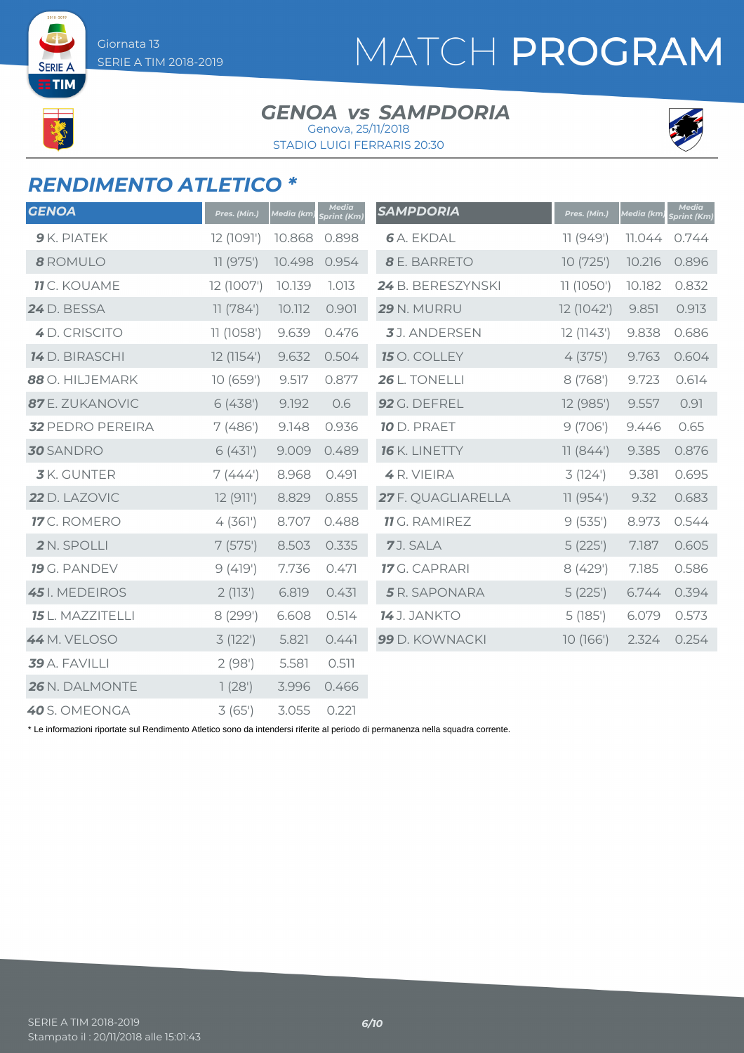# MATCH PROGRAM

Giornata 13
SERIE A TIM 2018-2019

## GENOA vs SAMPDORIA

Genova, 25/11/2018
STADIO LUIGI FERRARIS 20:30

## RENDIMENTO ATLETICO *

| GENOA | Pres. (Min.) | Media (km) | Media Sprint (Km) |
|---|---|---|---|
| **9** K. PIATEK | 12 (1091') | 10.868 | 0.898 |
| **8** ROMULO | 11 (975') | 10.498 | 0.954 |
| **11** C. KOUAME | 12 (1007') | 10.139 | 1.013 |
| **24** D. BESSA | 11 (784') | 10.112 | 0.901 |
| **4** D. CRISCITO | 11 (1058') | 9.639 | 0.476 |
| **14** D. BIRASCHI | 12 (1154') | 9.632 | 0.504 |
| **88** O. HILJEMARK | 10 (659') | 9.517 | 0.877 |
| **87** E. ZUKANOVIC | 6 (438') | 9.192 | 0.6 |
| **32** PEDRO PEREIRA | 7 (486') | 9.148 | 0.936 |
| **30** SANDRO | 6 (431') | 9.009 | 0.489 |
| **3** K. GUNTER | 7 (444') | 8.968 | 0.491 |
| **22** D. LAZOVIC | 12 (911') | 8.829 | 0.855 |
| **17** C. ROMERO | 4 (361') | 8.707 | 0.488 |
| **2** N. SPOLLI | 7 (575') | 8.503 | 0.335 |
| **19** G. PANDEV | 9 (419') | 7.736 | 0.471 |
| **45** I. MEDEIROS | 2 (113') | 6.819 | 0.431 |
| **15** L. MAZZITELLI | 8 (299') | 6.608 | 0.514 |
| **44** M. VELOSO | 3 (122') | 5.821 | 0.441 |
| **39** A. FAVILLI | 2 (98') | 5.581 | 0.511 |
| **26** N. DALMONTE | 1 (28') | 3.996 | 0.466 |
| **40** S. OMEONGA | 3 (65') | 3.055 | 0.221 |

| SAMPDORIA | Pres. (Min.) | Media (km) | Media Sprint (Km) |
|---|---|---|---|
| **6** A. EKDAL | 11 (949') | 11.044 | 0.744 |
| **8** E. BARRETO | 10 (725') | 10.216 | 0.896 |
| **24** B. BERESZYNSKI | 11 (1050') | 10.182 | 0.832 |
| **29** N. MURRU | 12 (1042') | 9.851 | 0.913 |
| **3** J. ANDERSEN | 12 (1143') | 9.838 | 0.686 |
| **15** O. COLLEY | 4 (375') | 9.763 | 0.604 |
| **26** L. TONELLI | 8 (768') | 9.723 | 0.614 |
| **92** G. DEFREL | 12 (985') | 9.557 | 0.91 |
| **10** D. PRAET | 9 (706') | 9.446 | 0.65 |
| **16** K. LINETTY | 11 (844') | 9.385 | 0.876 |
| **4** R. VIEIRA | 3 (124') | 9.381 | 0.695 |
| **27** F. QUAGLIARELLA | 11 (954') | 9.32 | 0.683 |
| **11** G. RAMIREZ | 9 (535') | 8.973 | 0.544 |
| **7** J. SALA | 5 (225') | 7.187 | 0.605 |
| **17** G. CAPRARI | 8 (429') | 7.185 | 0.586 |
| **5** R. SAPONARA | 5 (225') | 6.744 | 0.394 |
| **14** J. JANKTO | 5 (185') | 6.079 | 0.573 |
| **99** D. KOWNACKI | 10 (166') | 2.324 | 0.254 |

* Le informazioni riportate sul Rendimento Atletico sono da intendersi riferite al periodo di permanenza nella squadra corrente.

SERIE A TIM 2018-2019
Stampato il : 20/11/2018 alle 15:01:43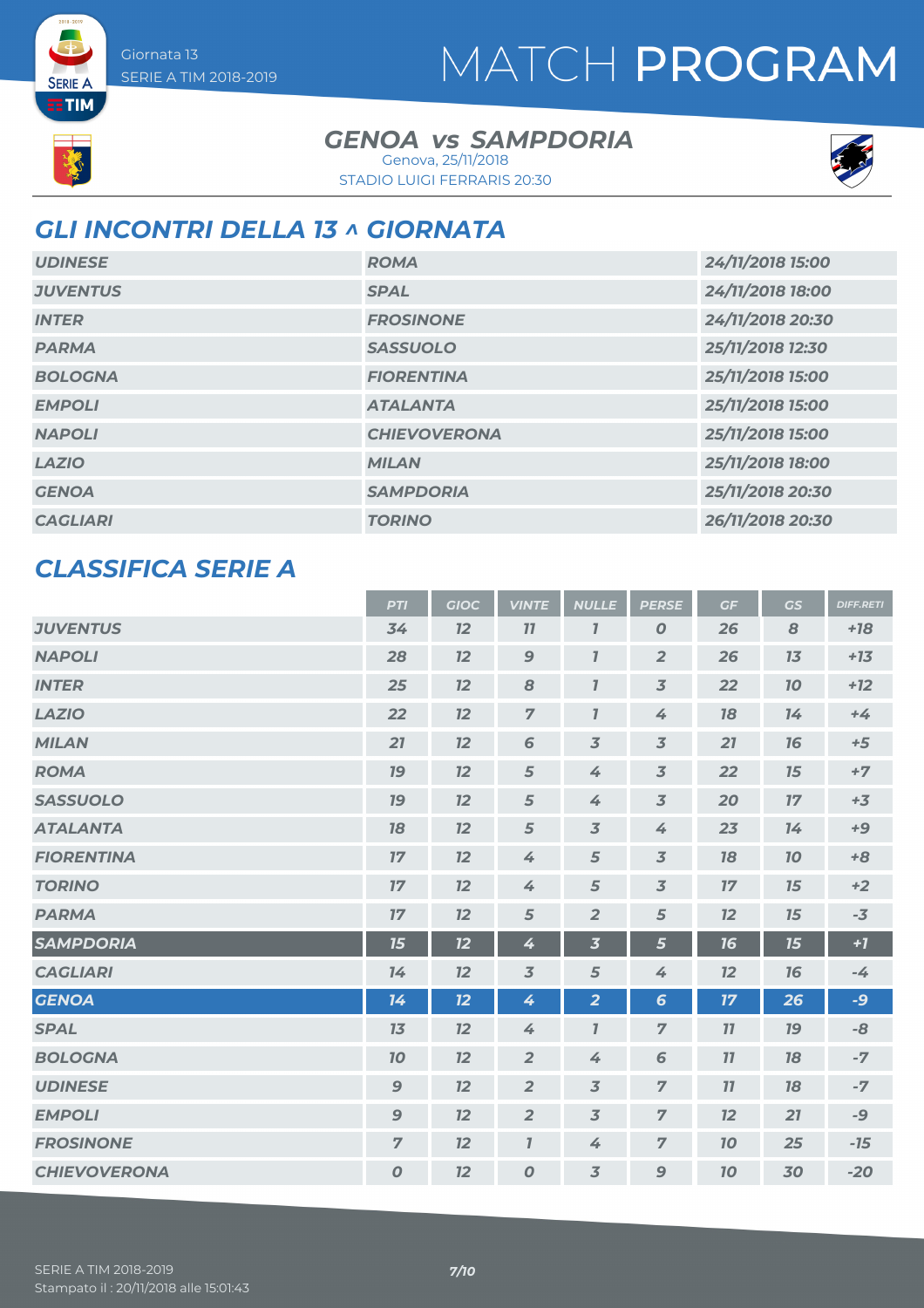# MATCH PROGRAM

Giornata 13
SERIE A TIM 2018-2019

## GENOA vs SAMPDORIA

Genova, 25/11/2018
STADIO LUIGI FERRARIS 20:30

## GLI INCONTRI DELLA 13 ^ GIORNATA

| | | |
|---|---|---|
| UDINESE | ROMA | 24/11/2018 15:00 |
| JUVENTUS | SPAL | 24/11/2018 18:00 |
| INTER | FROSINONE | 24/11/2018 20:30 |
| PARMA | SASSUOLO | 25/11/2018 12:30 |
| BOLOGNA | FIORENTINA | 25/11/2018 15:00 |
| EMPOLI | ATALANTA | 25/11/2018 15:00 |
| NAPOLI | CHIEVOVERONA | 25/11/2018 15:00 |
| LAZIO | MILAN | 25/11/2018 18:00 |
| GENOA | SAMPDORIA | 25/11/2018 20:30 |
| CAGLIARI | TORINO | 26/11/2018 20:30 |

## CLASSIFICA SERIE A

| | PTI | GIOC | VINTE | NULLE | PERSE | GF | GS | DIFF.RETI |
|---|---|---|---|---|---|---|---|---|
| JUVENTUS | 34 | 12 | 11 | 1 | 0 | 26 | 8 | +18 |
| NAPOLI | 28 | 12 | 9 | 1 | 2 | 26 | 13 | +13 |
| INTER | 25 | 12 | 8 | 1 | 3 | 22 | 10 | +12 |
| LAZIO | 22 | 12 | 7 | 1 | 4 | 18 | 14 | +4 |
| MILAN | 21 | 12 | 6 | 3 | 3 | 21 | 16 | +5 |
| ROMA | 19 | 12 | 5 | 4 | 3 | 22 | 15 | +7 |
| SASSUOLO | 19 | 12 | 5 | 4 | 3 | 20 | 17 | +3 |
| ATALANTA | 18 | 12 | 5 | 3 | 4 | 23 | 14 | +9 |
| FIORENTINA | 17 | 12 | 4 | 5 | 3 | 18 | 10 | +8 |
| TORINO | 17 | 12 | 4 | 5 | 3 | 17 | 15 | +2 |
| PARMA | 17 | 12 | 5 | 2 | 5 | 12 | 15 | -3 |
| SAMPDORIA | 15 | 12 | 4 | 3 | 5 | 16 | 15 | +1 |
| CAGLIARI | 14 | 12 | 3 | 5 | 4 | 12 | 16 | -4 |
| GENOA | 14 | 12 | 4 | 2 | 6 | 17 | 26 | -9 |
| SPAL | 13 | 12 | 4 | 1 | 7 | 11 | 19 | -8 |
| BOLOGNA | 10 | 12 | 2 | 4 | 6 | 11 | 18 | -7 |
| UDINESE | 9 | 12 | 2 | 3 | 7 | 11 | 18 | -7 |
| EMPOLI | 9 | 12 | 2 | 3 | 7 | 12 | 21 | -9 |
| FROSINONE | 7 | 12 | 1 | 4 | 7 | 10 | 25 | -15 |
| CHIEVOVERONA | 0 | 12 | 0 | 3 | 9 | 10 | 30 | -20 |

SERIE A TIM 2018-2019
Stampato il : 20/11/2018 alle 15:01:43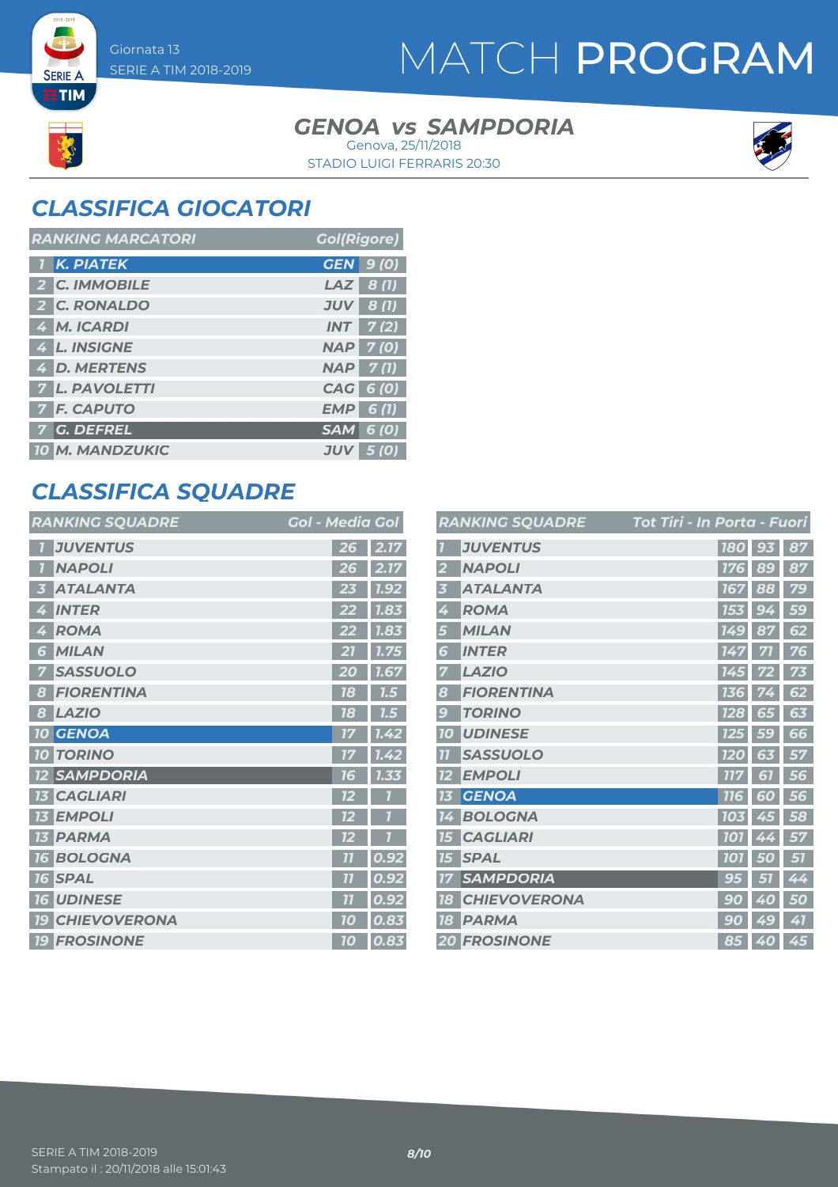# MATCH PROGRAM

Giornata 13
SERIE A TIM 2018-2019

## GENOA vs SAMPDORIA

Genova, 25/11/2018
STADIO LUIGI FERRARIS 20:30

## CLASSIFICA GIOCATORI

| RANKING MARCATORI | | | Gol(Rigore) |
|---|---|---|---|
| 1 | K. PIATEK | GEN | 9 (0) |
| 2 | C. IMMOBILE | LAZ | 8 (1) |
| 2 | C. RONALDO | JUV | 8 (1) |
| 4 | M. ICARDI | INT | 7 (2) |
| 4 | L. INSIGNE | NAP | 7 (0) |
| 4 | D. MERTENS | NAP | 7 (1) |
| 7 | L. PAVOLETTI | CAG | 6 (0) |
| 7 | F. CAPUTO | EMP | 6 (1) |
| 7 | G. DEFREL | SAM | 6 (0) |
| 10 | M. MANDZUKIC | JUV | 5 (0) |

## CLASSIFICA SQUADRE

| RANKING SQUADRE | | Gol | Media Gol |
|---|---|---|---|
| 1 | JUVENTUS | 26 | 2.17 |
| 1 | NAPOLI | 26 | 2.17 |
| 3 | ATALANTA | 23 | 1.92 |
| 4 | INTER | 22 | 1.83 |
| 4 | ROMA | 22 | 1.83 |
| 6 | MILAN | 21 | 1.75 |
| 7 | SASSUOLO | 20 | 1.67 |
| 8 | FIORENTINA | 18 | 1.5 |
| 8 | LAZIO | 18 | 1.5 |
| 10 | GENOA | 17 | 1.42 |
| 10 | TORINO | 17 | 1.42 |
| 12 | SAMPDORIA | 16 | 1.33 |
| 13 | CAGLIARI | 12 | 1 |
| 13 | EMPOLI | 12 | 1 |
| 13 | PARMA | 12 | 1 |
| 16 | BOLOGNA | 11 | 0.92 |
| 16 | SPAL | 11 | 0.92 |
| 16 | UDINESE | 11 | 0.92 |
| 19 | CHIEVOVERONA | 10 | 0.83 |
| 19 | FROSINONE | 10 | 0.83 |

| RANKING SQUADRE | | Tot Tiri | In Porta | Fuori |
|---|---|---|---|---|
| 1 | JUVENTUS | 180 | 93 | 87 |
| 2 | NAPOLI | 176 | 89 | 87 |
| 3 | ATALANTA | 167 | 88 | 79 |
| 4 | ROMA | 153 | 94 | 59 |
| 5 | MILAN | 149 | 87 | 62 |
| 6 | INTER | 147 | 71 | 76 |
| 7 | LAZIO | 145 | 72 | 73 |
| 8 | FIORENTINA | 136 | 74 | 62 |
| 9 | TORINO | 128 | 65 | 63 |
| 10 | UDINESE | 125 | 59 | 66 |
| 11 | SASSUOLO | 120 | 63 | 57 |
| 12 | EMPOLI | 117 | 61 | 56 |
| 13 | GENOA | 116 | 60 | 56 |
| 14 | BOLOGNA | 103 | 45 | 58 |
| 15 | CAGLIARI | 101 | 44 | 57 |
| 15 | SPAL | 101 | 50 | 51 |
| 17 | SAMPDORIA | 95 | 51 | 44 |
| 18 | CHIEVOVERONA | 90 | 40 | 50 |
| 18 | PARMA | 90 | 49 | 41 |
| 20 | FROSINONE | 85 | 40 | 45 |

SERIE A TIM 2018-2019
Stampato il : 20/11/2018 alle 15:01:43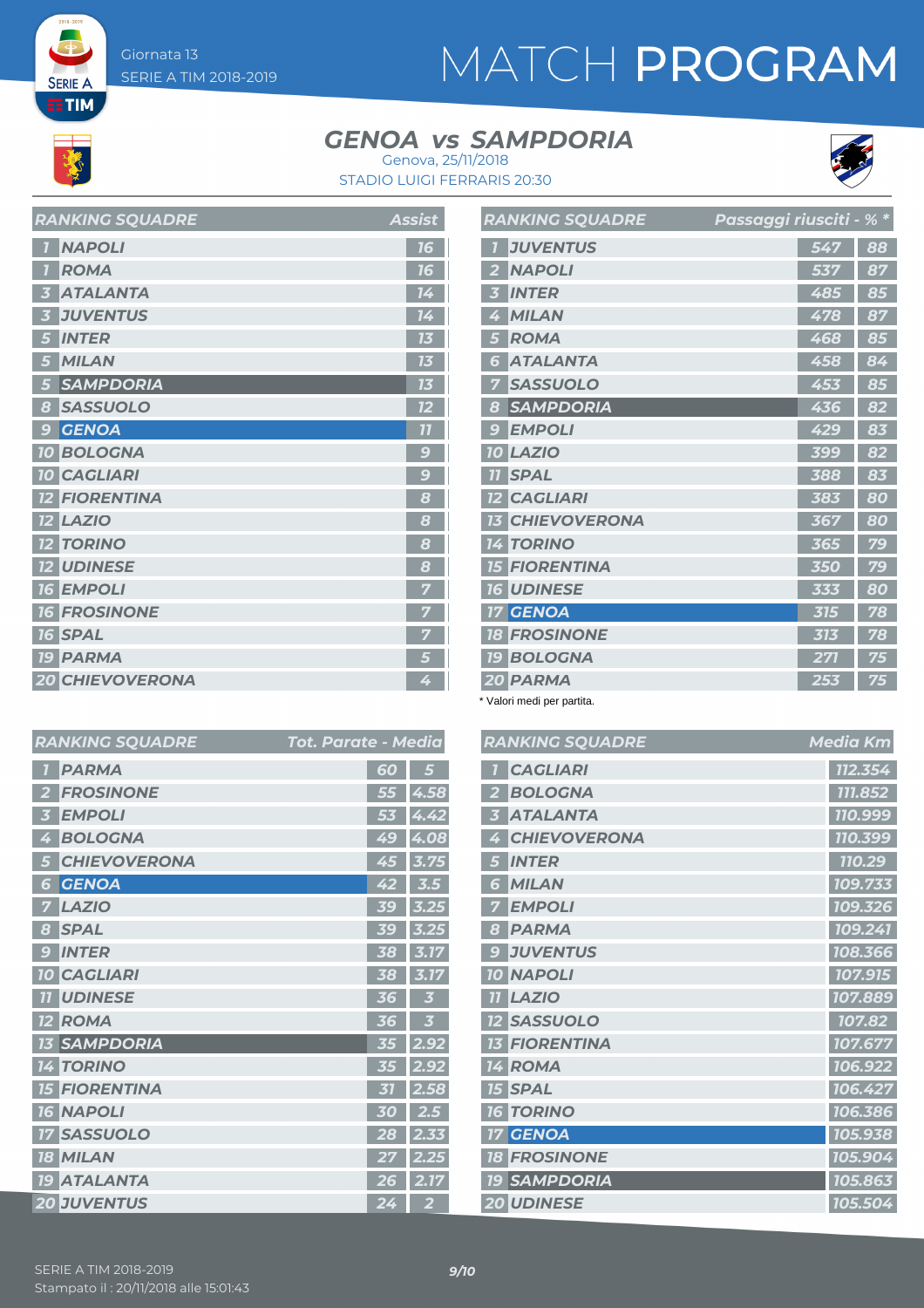# MATCH PROGRAM

Giornata 13
SERIE A TIM 2018-2019

## GENOA vs SAMPDORIA

Genova, 25/11/2018
STADIO LUIGI FERRARIS 20:30

| RANKING SQUADRE | | Assist |
|---|---|---|
| 1 | NAPOLI | 16 |
| 1 | ROMA | 16 |
| 3 | ATALANTA | 14 |
| 3 | JUVENTUS | 14 |
| 5 | INTER | 13 |
| 5 | MILAN | 13 |
| 5 | SAMPDORIA | 13 |
| 8 | SASSUOLO | 12 |
| 9 | GENOA | 11 |
| 10 | BOLOGNA | 9 |
| 10 | CAGLIARI | 9 |
| 12 | FIORENTINA | 8 |
| 12 | LAZIO | 8 |
| 12 | TORINO | 8 |
| 12 | UDINESE | 8 |
| 16 | EMPOLI | 7 |
| 16 | FROSINONE | 7 |
| 16 | SPAL | 7 |
| 19 | PARMA | 5 |
| 20 | CHIEVOVERONA | 4 |

| RANKING SQUADRE | | Passaggi riusciti | % * |
|---|---|---|---|
| 1 | JUVENTUS | 547 | 88 |
| 2 | NAPOLI | 537 | 87 |
| 3 | INTER | 485 | 85 |
| 4 | MILAN | 478 | 87 |
| 5 | ROMA | 468 | 85 |
| 6 | ATALANTA | 458 | 84 |
| 7 | SASSUOLO | 453 | 85 |
| 8 | SAMPDORIA | 436 | 82 |
| 9 | EMPOLI | 429 | 83 |
| 10 | LAZIO | 399 | 82 |
| 11 | SPAL | 388 | 83 |
| 12 | CAGLIARI | 383 | 80 |
| 13 | CHIEVOVERONA | 367 | 80 |
| 14 | TORINO | 365 | 79 |
| 15 | FIORENTINA | 350 | 79 |
| 16 | UDINESE | 333 | 80 |
| 17 | GENOA | 315 | 78 |
| 18 | FROSINONE | 313 | 78 |
| 19 | BOLOGNA | 271 | 75 |
| 20 | PARMA | 253 | 75 |

\* Valori medi per partita.

| RANKING SQUADRE | | Tot. Parate | Media |
|---|---|---|---|
| 1 | PARMA | 60 | 5 |
| 2 | FROSINONE | 55 | 4.58 |
| 3 | EMPOLI | 53 | 4.42 |
| 4 | BOLOGNA | 49 | 4.08 |
| 5 | CHIEVOVERONA | 45 | 3.75 |
| 6 | GENOA | 42 | 3.5 |
| 7 | LAZIO | 39 | 3.25 |
| 8 | SPAL | 39 | 3.25 |
| 9 | INTER | 38 | 3.17 |
| 10 | CAGLIARI | 38 | 3.17 |
| 11 | UDINESE | 36 | 3 |
| 12 | ROMA | 36 | 3 |
| 13 | SAMPDORIA | 35 | 2.92 |
| 14 | TORINO | 35 | 2.92 |
| 15 | FIORENTINA | 31 | 2.58 |
| 16 | NAPOLI | 30 | 2.5 |
| 17 | SASSUOLO | 28 | 2.33 |
| 18 | MILAN | 27 | 2.25 |
| 19 | ATALANTA | 26 | 2.17 |
| 20 | JUVENTUS | 24 | 2 |

| RANKING SQUADRE | | Media Km |
|---|---|---|
| 1 | CAGLIARI | 112.354 |
| 2 | BOLOGNA | 111.852 |
| 3 | ATALANTA | 110.999 |
| 4 | CHIEVOVERONA | 110.399 |
| 5 | INTER | 110.29 |
| 6 | MILAN | 109.733 |
| 7 | EMPOLI | 109.326 |
| 8 | PARMA | 109.241 |
| 9 | JUVENTUS | 108.366 |
| 10 | NAPOLI | 107.915 |
| 11 | LAZIO | 107.889 |
| 12 | SASSUOLO | 107.82 |
| 13 | FIORENTINA | 107.677 |
| 14 | ROMA | 106.922 |
| 15 | SPAL | 106.427 |
| 16 | TORINO | 106.386 |
| 17 | GENOA | 105.938 |
| 18 | FROSINONE | 105.904 |
| 19 | SAMPDORIA | 105.863 |
| 20 | UDINESE | 105.504 |

SERIE A TIM 2018-2019
Stampato il : 20/11/2018 alle 15:01:43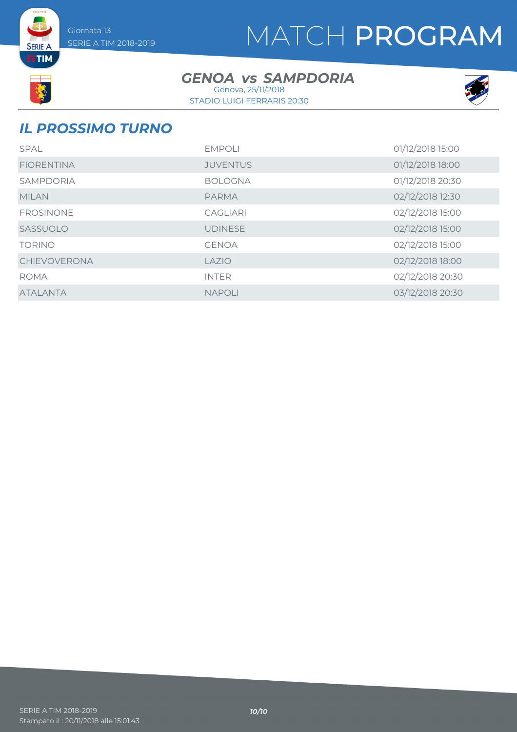Giornata 13
SERIE A TIM 2018-2019

# MATCH PROGRAM

## GENOA vs SAMPDORIA

Genova, 25/11/2018
STADIO LUIGI FERRARIS 20:30

## IL PROSSIMO TURNO

| | | |
|---|---|---|
| SPAL | EMPOLI | 01/12/2018 15:00 |
| FIORENTINA | JUVENTUS | 01/12/2018 18:00 |
| SAMPDORIA | BOLOGNA | 01/12/2018 20:30 |
| MILAN | PARMA | 02/12/2018 12:30 |
| FROSINONE | CAGLIARI | 02/12/2018 15:00 |
| SASSUOLO | UDINESE | 02/12/2018 15:00 |
| TORINO | GENOA | 02/12/2018 15:00 |
| CHIEVOVERONA | LAZIO | 02/12/2018 18:00 |
| ROMA | INTER | 02/12/2018 20:30 |
| ATALANTA | NAPOLI | 03/12/2018 20:30 |

SERIE A TIM 2018-2019
Stampato il : 20/11/2018 alle 15:01:43